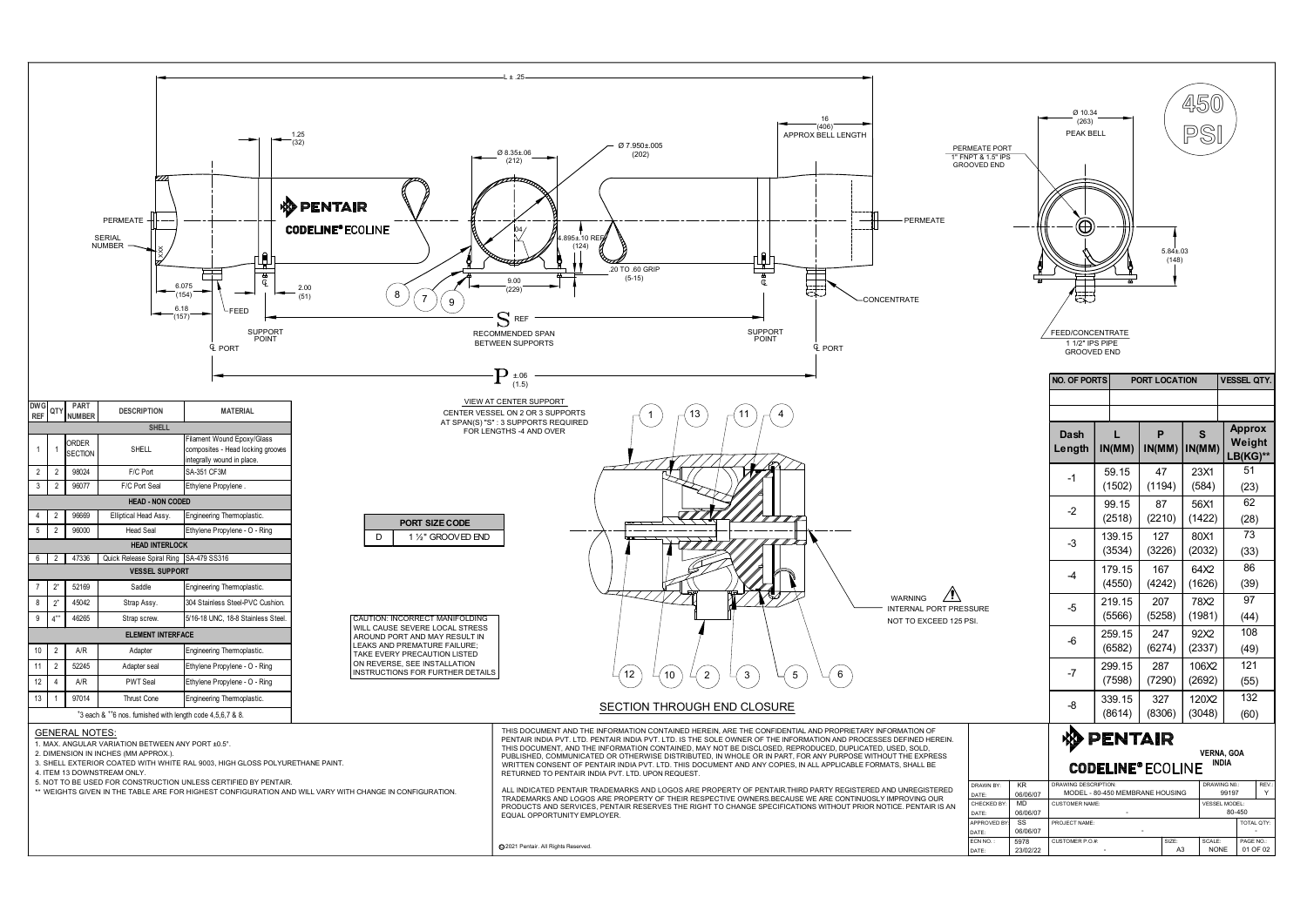# PENTAIR CODELINE® ECOLINE

**450 PSI**

## Drawing Annotations

- L ±.25
- 1.25 (32)
- 16 (406) APPROX BELL LENGTH
- Ø 8.35±.06 (212)
- Ø 7.950±.005 (202)
- 4.895±.10 REF (124)
- .20 TO .60 GRIP (5-15)
- 9.00 (229)
- 6.075 (154)
- 6.18 (157)
- 2.00 (51)
- PERMEATE
- SERIAL NUMBER
- FEED
- CONCENTRATE
- SUPPORT POINT
- ℄ PORT
- S REF — RECOMMENDED SPAN BETWEEN SUPPORTS
- P ±.06 (1.5)
- PERMEATE PORT 1" FNPT & 1.5" IPS GROOVED END
- Ø 10.34 (263) PEAK BELL
- 5.84±.03 (148)
- FEED/CONCENTRATE 1 1/2" IPS PIPE GROOVED END

VIEW AT CENTER SUPPORT
CENTER VESSEL ON 2 OR 3 SUPPORTS AT SPAN(S) "S" : 3 SUPPORTS REQUIRED FOR LENGTHS -4 AND OVER

| DWG REF | QTY | PART NUMBER | DESCRIPTION | MATERIAL |
|---|---|---|---|---|
| | | | **SHELL** | |
| 1 | 1 | ORDER SECTION | SHELL | Filament Wound Epoxy/Glass composites - Head locking grooves integrally wound in place. |
| 2 | 2 | 98024 | F/C Port | SA-351 CF3M |
| 3 | 2 | 96077 | F/C Port Seal | Ethylene Propylene . |
| | | | **HEAD - NON CODED** | |
| 4 | 2 | 96669 | Elliptical Head Assy. | Engineering Thermoplastic. |
| 5 | 2 | 96000 | Head Seal | Ethylene Propylene - O - Ring |
| | | | **HEAD INTERLOCK** | |
| 6 | 2 | 47336 | Quick Release Spiral Ring | SA-479 SS316 |
| | | | **VESSEL SUPPORT** | |
| 7 | 2* | 52169 | Saddle | Engineering Thermoplastic. |
| 8 | 2* | 45042 | Strap Assy. | 304 Stainless Steel-PVC Cushion. |
| 9 | 4** | 46265 | Strap screw. | 5/16-18 UNC, 18-8 Stainless Steel. |
| | | | **ELEMENT INTERFACE** | |
| 10 | 2 | A/R | Adapter | Engineering Thermoplastic. |
| 11 | 2 | 52245 | Adapter seal | Ethylene Propylene - O - Ring |
| 12 | 4 | A/R | PWT Seal | Ethylene Propylene - O - Ring |
| 13 | 1 | 97014 | Thrust Cone | Engineering Thermoplastic. |

*3 each & **6 nos. furnished with length code 4,5,6,7 & 8.

| PORT SIZE CODE | |
|---|---|
| D | 1 ½" GROOVED END |

CAUTION: INCORRECT MANIFOLDING WILL CAUSE SEVERE LOCAL STRESS AROUND PORT AND MAY RESULT IN LEAKS AND PREMATURE FAILURE; TAKE EVERY PRECAUTION LISTED ON REVERSE, SEE INSTALLATION INSTRUCTIONS FOR FURTHER DETAILS

WARNING: INTERNAL PORT PRESSURE NOT TO EXCEED 125 PSI.

SECTION THROUGH END CLOSURE

| NO. OF PORTS | PORT LOCATION | VESSEL QTY. |
|---|---|---|
| | | |
| | | |

| Dash Length | L IN(MM) | P IN(MM) | S IN(MM) | Approx Weight LB(KG)** |
|---|---|---|---|---|
| -1 | 59.15 (1502) | 47 (1194) | 23X1 (584) | 51 (23) |
| -2 | 99.15 (2518) | 87 (2210) | 56X1 (1422) | 62 (28) |
| -3 | 139.15 (3534) | 127 (3226) | 80X1 (2032) | 73 (33) |
| -4 | 179.15 (4550) | 167 (4242) | 64X2 (1626) | 86 (39) |
| -5 | 219.15 (5566) | 207 (5258) | 78X2 (1981) | 97 (44) |
| -6 | 259.15 (6582) | 247 (6274) | 92X2 (2337) | 108 (49) |
| -7 | 299.15 (7598) | 287 (7290) | 106X2 (2692) | 121 (55) |
| -8 | 339.15 (8614) | 327 (8306) | 120X2 (3048) | 132 (60) |

## GENERAL NOTES:

1. MAX. ANGULAR VARIATION BETWEEN ANY PORT ±0.5°.
2. DIMENSION IN INCHES (MM APPROX.).
3. SHELL EXTERIOR COATED WITH WHITE RAL 9003, HIGH GLOSS POLYURETHANE PAINT.
4. ITEM 13 DOWNSTREAM ONLY.
5. NOT TO BE USED FOR CONSTRUCTION UNLESS CERTIFIED BY PENTAIR.

** WEIGHTS GIVEN IN THE TABLE ARE FOR HIGHEST CONFIGURATION AND WILL VARY WITH CHANGE IN CONFIGURATION.

THIS DOCUMENT AND THE INFORMATION CONTAINED HEREIN, ARE THE CONFIDENTIAL AND PROPRIETARY INFORMATION OF PENTAIR INDIA PVT. LTD. PENTAIR INDIA PVT. LTD. IS THE SOLE OWNER OF THE INFORMATION AND PROCESSES DEFINED HEREIN. THIS DOCUMENT, AND THE INFORMATION CONTAINED, MAY NOT BE DISCLOSED, REPRODUCED, DUPLICATED, USED, SOLD, PUBLISHED, COMMUNICATED OR OTHERWISE DISTRIBUTED, IN WHOLE OR IN PART, FOR ANY PURPOSE WITHOUT THE EXPRESS WRITTEN CONSENT OF PENTAIR INDIA PVT. LTD. THIS DOCUMENT AND ANY COPIES, IN ALL APPLICABLE FORMATS, SHALL BE RETURNED TO PENTAIR INDIA PVT. LTD. UPON REQUEST.

ALL INDICATED PENTAIR TRADEMARKS AND LOGOS ARE PROPERTY OF PENTAIR.THIRD PARTY REGISTERED AND UNREGISTERED TRADEMARKS AND LOGOS ARE PROPERTY OF THEIR RESPECTIVE OWNERS.BECAUSE WE ARE CONTINUOSLY IMPROVING OUR PRODUCTS AND SERVICES, PENTAIR RESERVES THE RIGHT TO CHANGE SPECIFICATIONS WITHOUT PRIOR NOTICE. PENTAIR IS AN EQUAL OPPORTUNITY EMPLOYER.

©2021 Pentair. All Rights Reserved.

PENTAIR CODELINE® ECOLINE — VERNA, GOA INDIA

| | | | | |
|---|---|---|---|---|
| DRAWN BY: KR | DATE: 06/06/07 | DRAWING DESCRIPTION: MODEL - 80-450 MEMBRANE HOUSING | DRAWING NO.: 99197 | REV.: Y |
| CHECKED BY: MD | DATE: 06/06/07 | CUSTOMER NAME: - | VESSEL MODEL: 80-450 | |
| APPROVED BY: SS | DATE: 06/06/07 | PROJECT NAME: - | TOTAL QTY: | |
| ECN NO.: 5978 | DATE: 23/02/22 | CUSTOMER P.O.#: - | SIZE: A3 | SCALE: NONE |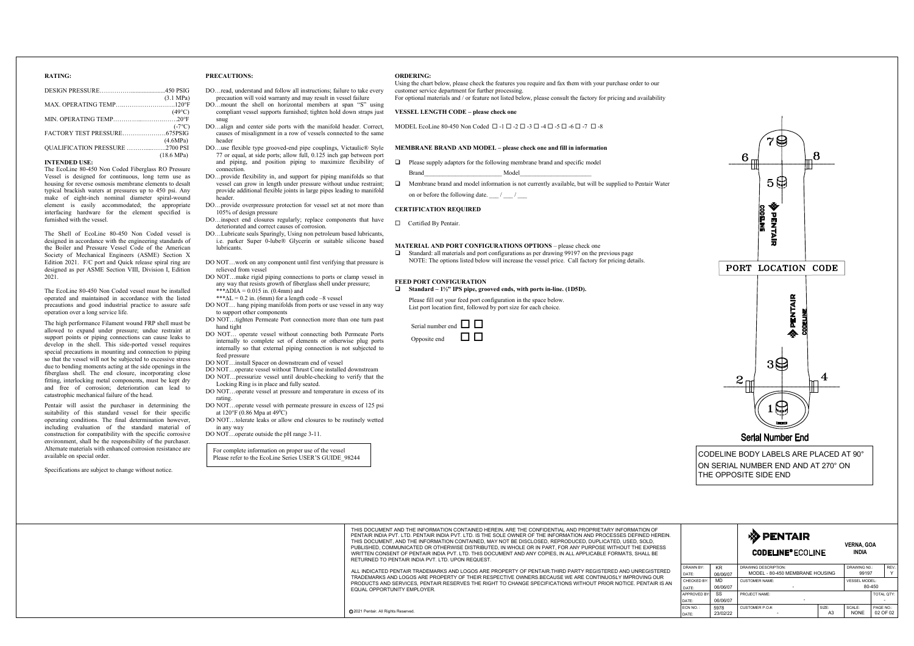## RATING:

DESIGN PRESSURE……………......................450 PSIG (3.1 MPa)
MAX. OPERATING TEMP…..………………….120°F (49°C)
MIN. OPERATING TEMP…………...…………….20°F (-7°C)
FACTORY TEST PRESSURE…………………675PSIG (4.6MPa)
QUALIFICATION PRESSURE ………...……2700 PSI (18.6 MPa)

## INTENDED USE:

The EcoLine 80-450 Non Coded Fiberglass RO Pressure Vessel is designed for continuous, long term use as housing for reverse osmosis membrane elements to desalt typical brackish waters at pressures up to 450 psi. Any make of eight-inch nominal diameter spiral-wound element is easily accommodated; the appropriate interfacing hardware for the element specified is furnished with the vessel.

The Shell of EcoLine 80-450 Non Coded vessel is designed in accordance with the engineering standards of the Boiler and Pressure Vessel Code of the American Society of Mechanical Engineers (ASME) Section X Edition 2021. F/C port and Quick release spiral ring are designed as per ASME Section VIII, Division I, Edition 2021.

The EcoLine 80-450 Non Coded vessel must be installed operated and maintained in accordance with the listed precautions and good industrial practice to assure safe operation over a long service life.

The high performance Filament wound FRP shell must be allowed to expand under pressure; undue restraint at support points or piping connections can cause leaks to develop in the shell. This side-ported vessel requires special precautions in mounting and connection to piping so that the vessel will not be subjected to excessive stress due to bending moments acting at the side openings in the fiberglass shell. The end closure, incorporating close fitting, interlocking metal components, must be kept dry and free of corrosion; deterioration can lead to catastrophic mechanical failure of the head.

Pentair will assist the purchaser in determining the suitability of this standard vessel for their specific operating conditions. The final determination however, including evaluation of the standard material of construction for compatibility with the specific corrosive environment, shall be the responsibility of the purchaser. Alternate materials with enhanced corrosion resistance are available on special order.

Specifications are subject to change without notice.

## PRECAUTIONS:

- DO…read, understand and follow all instructions; failure to take every precaution will void warranty and may result in vessel failure
- DO…mount the shell on horizontal members at span "S" using compliant vessel supports furnished; tighten hold down straps just snug
- DO…align and center side ports with the manifold header. Correct, causes of misalignment in a row of vessels connected to the same header
- DO…use flexible type grooved-end pipe couplings, Victaulic® Style 77 or equal, at side ports; allow full, 0.125 inch gap between port and piping, and position piping to maximize flexibility of connection.
- DO…provide flexibility in, and support for piping manifolds so that vessel can grow in length under pressure without undue restraint; provide additional flexible joints in large pipes leading to manifold header.
- DO…provide overpressure protection for vessel set at not more than 105% of design pressure
- DO…inspect end closures regularly; replace components that have deteriorated and correct causes of corrosion.
- DO…Lubricate seals Sparingly, Using non petroleum based lubricants, i.e. parker Super 0-lube® Glycerin or suitable silicone based lubricants.
- DO NOT…work on any component until first verifying that pressure is relieved from vessel
- DO NOT…make rigid piping connections to ports or clamp vessel in any way that resists growth of fiberglass shell under pressure; ***ΔDIA = 0.015 in. (0.4mm) and ***ΔL = 0.2 in. (6mm) for a length code –8 vessel
- DO NOT… hang piping manifolds from ports or use vessel in any way to support other components
- DO NOT…tighten Permeate Port connection more than one turn past hand tight
- DO NOT… operate vessel without connecting both Permeate Ports internally to complete set of elements or otherwise plug ports internally so that external piping connection is not subjected to feed pressure
- DO NOT…install Spacer on downstream end of vessel
- DO NOT…operate vessel without Thrust Cone installed downstream
- DO NOT…pressurize vessel until double-checking to verify that the Locking Ring is in place and fully seated.
- DO NOT…operate vessel at pressure and temperature in excess of its rating.
- DO NOT…operate vessel with permeate pressure in excess of 125 psi at 120°F (0.86 Mpa at 49°C)
- DO NOT…tolerate leaks or allow end closures to be routinely wetted in any way
- DO NOT…operate outside the pH range 3-11.

For complete information on proper use of the vessel
Please refer to the EcoLine Series USER'S GUIDE_98244

## ORDERING:

Using the chart below, please check the features you require and fax them with your purchase order to our customer service department for further processing.
For optional materials and / or feature not listed below, please consult the factory for pricing and availability

**VESSEL LENGTH CODE – please check one**

MODEL EcoLine 80-450 Non Coded ☐ -1 ☐ -2 ☐ -3 ☐ -4 ☐ -5 ☐ -6 ☐ -7 ☐ -8

**MEMBRANE BRAND AND MODEL – please check one and fill in information**

☐ Please supply adapters for the following membrane brand and specific model
Brand_________________________ Model_______________________

☐ Membrane brand and model information is not currently available, but will be supplied to Pentair Water on or before the following date. ___ / ___ / ___

**CERTIFICATION REQUIRED**

☐ Certified By Pentair.

**MATERIAL AND PORT CONFIGURATIONS OPTIONS** – please check one

☐ Standard: all materials and port configurations as per drawing 99197 on the previous page
NOTE: The options listed below will increase the vessel price. Call factory for pricing details.

**FEED PORT CONFIGURATION**

☐ **Standard – 1½" IPS pipe, grooved ends, with ports in-line. (1D5D).**

Please fill out your feed port configuration in the space below.
List port location first, followed by port size for each choice.

Serial number end ☐ ☐
Opposite end ☐ ☐

7 6 8 5 CODELINE PENTAIR

PORT LOCATION CODE

PENTAIR CODELINE 3 2 4 1

Serial Number End

CODELINE BODY LABELS ARE PLACED AT 90° ON SERIAL NUMBER END AND AT 270° ON THE OPPOSITE SIDE END

THIS DOCUMENT AND THE INFORMATION CONTAINED HEREIN, ARE THE CONFIDENTIAL AND PROPRIETARY INFORMATION OF PENTAIR INDIA PVT. LTD. PENTAIR INDIA PVT. LTD. IS THE SOLE OWNER OF THE INFORMATION AND PROCESSES DEFINED HEREIN. THIS DOCUMENT, AND THE INFORMATION CONTAINED, MAY NOT BE DISCLOSED, REPRODUCED, DUPLICATED, USED, SOLD, PUBLISHED, COMMUNICATED OR OTHERWISE DISTRIBUTED, IN WHOLE OR IN PART, FOR ANY PURPOSE WITHOUT THE EXPRESS WRITTEN CONSENT OF PENTAIR INDIA PVT. LTD. THIS DOCUMENT AND ANY COPIES, IN ALL APPLICABLE FORMATS, SHALL BE RETURNED TO PENTAIR INDIA PVT. LTD. UPON REQUEST.

ALL INDICATED PENTAIR TRADEMARKS AND LOGOS ARE PROPERTY OF PENTAIR.THIRD PARTY REGISTERED AND UNREGISTERED TRADEMARKS AND LOGOS ARE PROPERTY OF THEIR RESPECTIVE OWNERS.BECAUSE WE ARE CONTINUOUSLY IMPROVING OUR PRODUCTS AND SERVICES, PENTAIR RESERVES THE RIGHT TO CHANGE SPECIFICATIONS WITHOUT PRIOR NOTICE. PENTAIR IS AN EQUAL OPPORTUNITY EMPLOYER.

© 2021 Pentair. All Rights Reserved.

PENTAIR
CODELINE® ECOLINE
VERNA, GOA INDIA

| | | | | | | | |
|---|---|---|---|---|---|---|---|
| DRAWN BY: KR | DATE: 06/06/07 | DRAWING DESCRIPTION: MODEL - 80-450 MEMBRANE HOUSING | | DRAWING NO.: 99197 | | REV.: Y | |
| CHECKED BY: MD | DATE: 06/06/07 | CUSTOMER NAME: - | | VESSEL MODEL: 80-450 | | | |
| APPROVED BY: SS | DATE: 06/06/07 | PROJECT NAME: - | | | | TOTAL QTY: - | |
| ECN NO.: 5978 | DATE: 23/02/22 | CUSTOMER P.O.#: - | SIZE: A3 | SCALE: NONE | | PAGE NO.: 02 OF 02 | |